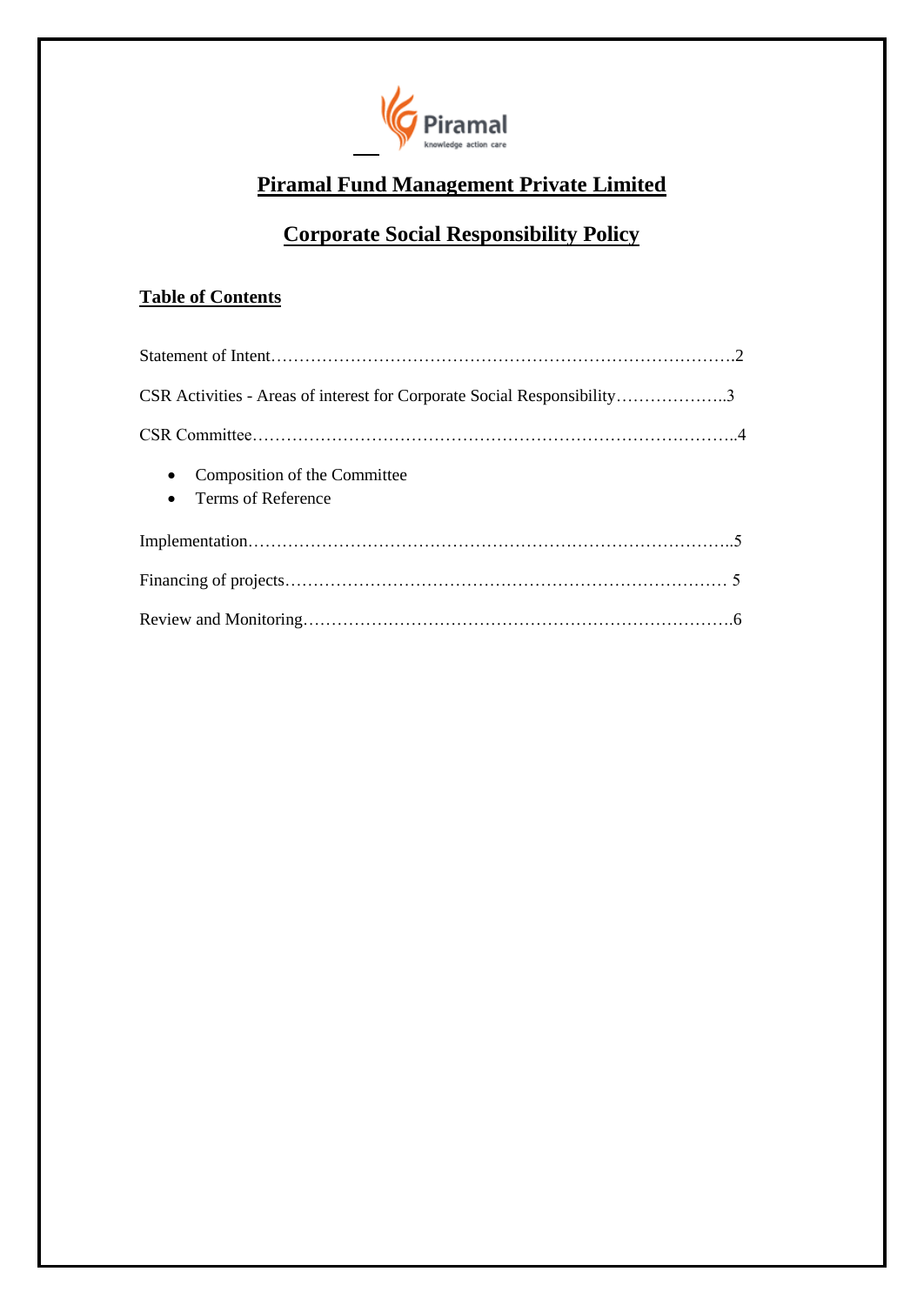# Piramal Fund Management Private Limited

## Corporate Social Responsibility Policy

**Table of Contents**

Statement of Intent……………………………………………………………………….2

CSR Activities - Areas of interest for Corporate Social Responsibility………………..3

CSR Committee…………………………………………………………………………..4

- Composition of the Committee
- Terms of Reference

Implementation…………………………………………………………………………..5

Financing of projects…………………………………………………………………… 5

Review and Monitoring………………………………………………………………….6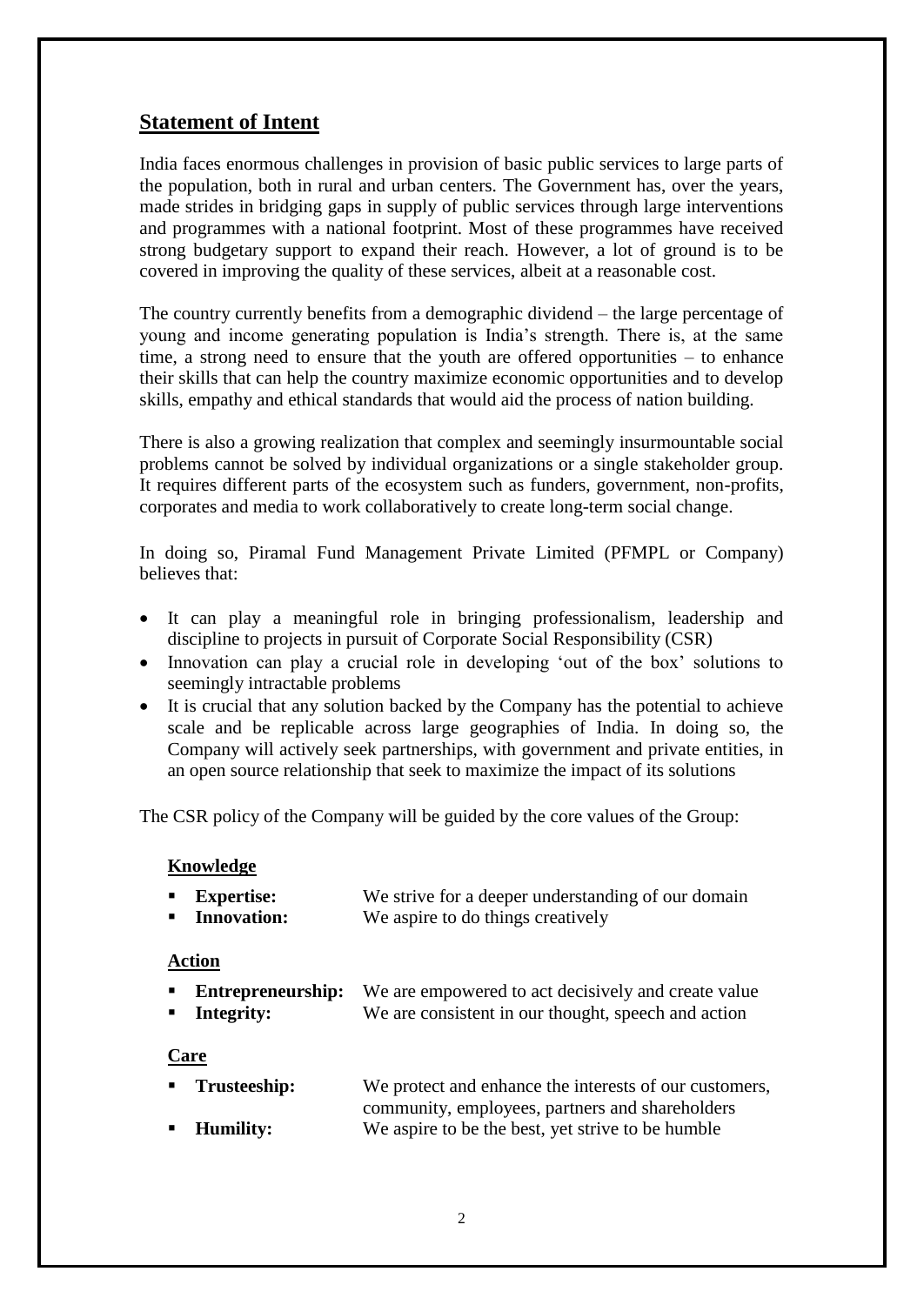## Statement of Intent

India faces enormous challenges in provision of basic public services to large parts of the population, both in rural and urban centers. The Government has, over the years, made strides in bridging gaps in supply of public services through large interventions and programmes with a national footprint. Most of these programmes have received strong budgetary support to expand their reach. However, a lot of ground is to be covered in improving the quality of these services, albeit at a reasonable cost.

The country currently benefits from a demographic dividend – the large percentage of young and income generating population is India's strength. There is, at the same time, a strong need to ensure that the youth are offered opportunities – to enhance their skills that can help the country maximize economic opportunities and to develop skills, empathy and ethical standards that would aid the process of nation building.

There is also a growing realization that complex and seemingly insurmountable social problems cannot be solved by individual organizations or a single stakeholder group. It requires different parts of the ecosystem such as funders, government, non-profits, corporates and media to work collaboratively to create long-term social change.

In doing so, Piramal Fund Management Private Limited (PFMPL or Company) believes that:

- It can play a meaningful role in bringing professionalism, leadership and discipline to projects in pursuit of Corporate Social Responsibility (CSR)
- Innovation can play a crucial role in developing 'out of the box' solutions to seemingly intractable problems
- It is crucial that any solution backed by the Company has the potential to achieve scale and be replicable across large geographies of India. In doing so, the Company will actively seek partnerships, with government and private entities, in an open source relationship that seek to maximize the impact of its solutions

The CSR policy of the Company will be guided by the core values of the Group:

**Knowledge**

- **Expertise:** We strive for a deeper understanding of our domain
- **Innovation:** We aspire to do things creatively

**Action**

- **Entrepreneurship:** We are empowered to act decisively and create value
- **Integrity:** We are consistent in our thought, speech and action

**Care**

- **Trusteeship:** We protect and enhance the interests of our customers, community, employees, partners and shareholders
- **Humility:** We aspire to be the best, yet strive to be humble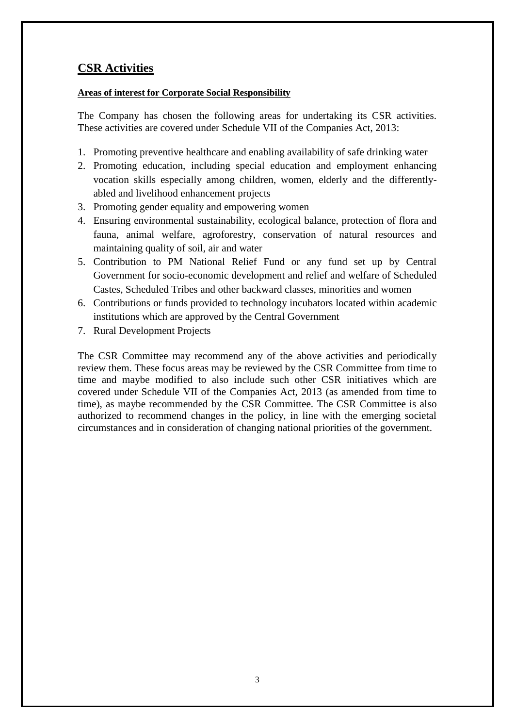## CSR Activities

**Areas of interest for Corporate Social Responsibility**

The Company has chosen the following areas for undertaking its CSR activities. These activities are covered under Schedule VII of the Companies Act, 2013:

1. Promoting preventive healthcare and enabling availability of safe drinking water
2. Promoting education, including special education and employment enhancing vocation skills especially among children, women, elderly and the differently-abled and livelihood enhancement projects
3. Promoting gender equality and empowering women
4. Ensuring environmental sustainability, ecological balance, protection of flora and fauna, animal welfare, agroforestry, conservation of natural resources and maintaining quality of soil, air and water
5. Contribution to PM National Relief Fund or any fund set up by Central Government for socio-economic development and relief and welfare of Scheduled Castes, Scheduled Tribes and other backward classes, minorities and women
6. Contributions or funds provided to technology incubators located within academic institutions which are approved by the Central Government
7. Rural Development Projects

The CSR Committee may recommend any of the above activities and periodically review them. These focus areas may be reviewed by the CSR Committee from time to time and maybe modified to also include such other CSR initiatives which are covered under Schedule VII of the Companies Act, 2013 (as amended from time to time), as maybe recommended by the CSR Committee. The CSR Committee is also authorized to recommend changes in the policy, in line with the emerging societal circumstances and in consideration of changing national priorities of the government.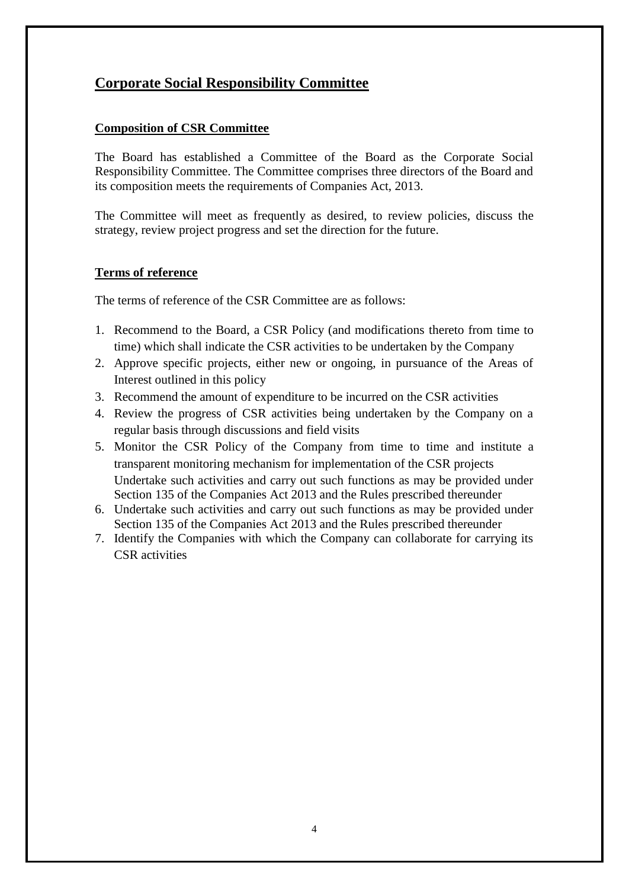## Corporate Social Responsibility Committee

### Composition of CSR Committee

The Board has established a Committee of the Board as the Corporate Social Responsibility Committee. The Committee comprises three directors of the Board and its composition meets the requirements of Companies Act, 2013.

The Committee will meet as frequently as desired, to review policies, discuss the strategy, review project progress and set the direction for the future.

### Terms of reference

The terms of reference of the CSR Committee are as follows:

1. Recommend to the Board, a CSR Policy (and modifications thereto from time to time) which shall indicate the CSR activities to be undertaken by the Company
2. Approve specific projects, either new or ongoing, in pursuance of the Areas of Interest outlined in this policy
3. Recommend the amount of expenditure to be incurred on the CSR activities
4. Review the progress of CSR activities being undertaken by the Company on a regular basis through discussions and field visits
5. Monitor the CSR Policy of the Company from time to time and institute a transparent monitoring mechanism for implementation of the CSR projects
   Undertake such activities and carry out such functions as may be provided under Section 135 of the Companies Act 2013 and the Rules prescribed thereunder
6. Undertake such activities and carry out such functions as may be provided under Section 135 of the Companies Act 2013 and the Rules prescribed thereunder
7. Identify the Companies with which the Company can collaborate for carrying its CSR activities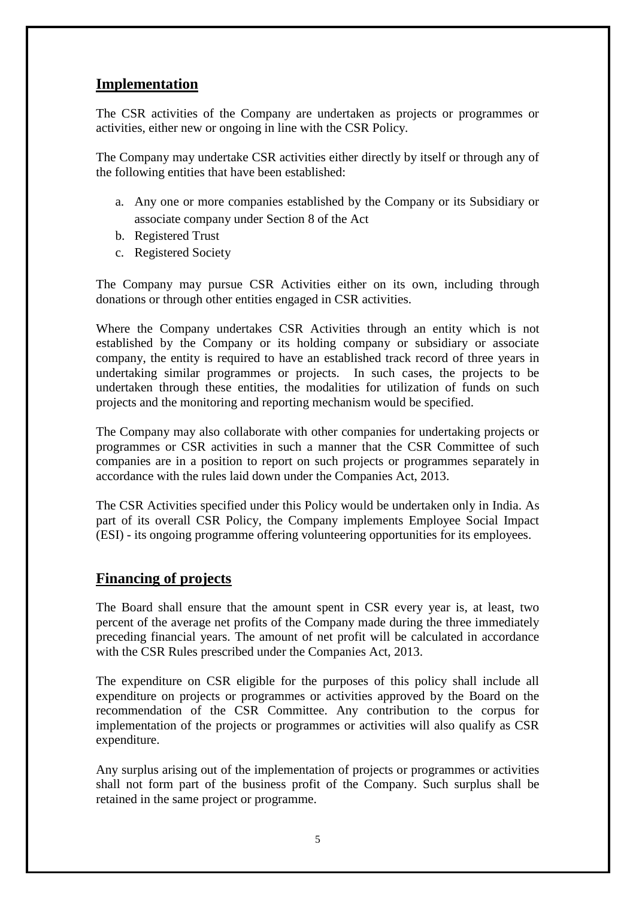## Implementation

The CSR activities of the Company are undertaken as projects or programmes or activities, either new or ongoing in line with the CSR Policy.

The Company may undertake CSR activities either directly by itself or through any of the following entities that have been established:

a. Any one or more companies established by the Company or its Subsidiary or associate company under Section 8 of the Act
b. Registered Trust
c. Registered Society

The Company may pursue CSR Activities either on its own, including through donations or through other entities engaged in CSR activities.

Where the Company undertakes CSR Activities through an entity which is not established by the Company or its holding company or subsidiary or associate company, the entity is required to have an established track record of three years in undertaking similar programmes or projects. In such cases, the projects to be undertaken through these entities, the modalities for utilization of funds on such projects and the monitoring and reporting mechanism would be specified.

The Company may also collaborate with other companies for undertaking projects or programmes or CSR activities in such a manner that the CSR Committee of such companies are in a position to report on such projects or programmes separately in accordance with the rules laid down under the Companies Act, 2013.

The CSR Activities specified under this Policy would be undertaken only in India. As part of its overall CSR Policy, the Company implements Employee Social Impact (ESI) - its ongoing programme offering volunteering opportunities for its employees.

## Financing of projects

The Board shall ensure that the amount spent in CSR every year is, at least, two percent of the average net profits of the Company made during the three immediately preceding financial years. The amount of net profit will be calculated in accordance with the CSR Rules prescribed under the Companies Act, 2013.

The expenditure on CSR eligible for the purposes of this policy shall include all expenditure on projects or programmes or activities approved by the Board on the recommendation of the CSR Committee. Any contribution to the corpus for implementation of the projects or programmes or activities will also qualify as CSR expenditure.

Any surplus arising out of the implementation of projects or programmes or activities shall not form part of the business profit of the Company. Such surplus shall be retained in the same project or programme.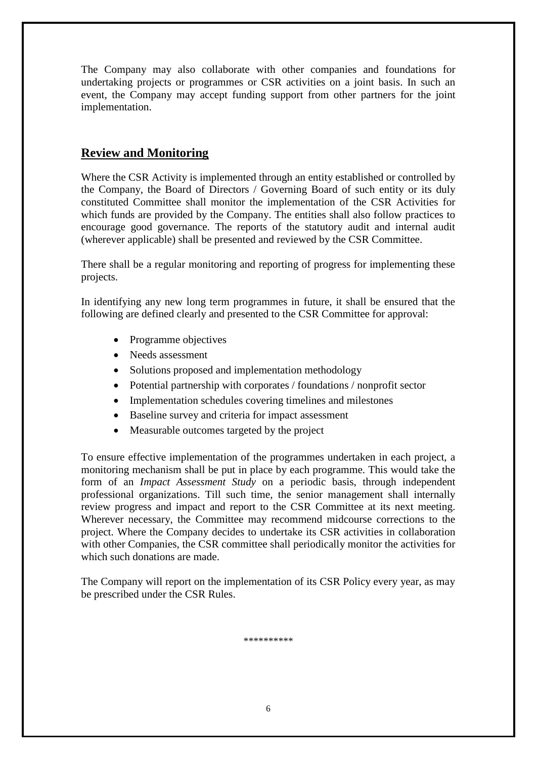The Company may also collaborate with other companies and foundations for undertaking projects or programmes or CSR activities on a joint basis. In such an event, the Company may accept funding support from other partners for the joint implementation.

## Review and Monitoring

Where the CSR Activity is implemented through an entity established or controlled by the Company, the Board of Directors / Governing Board of such entity or its duly constituted Committee shall monitor the implementation of the CSR Activities for which funds are provided by the Company. The entities shall also follow practices to encourage good governance. The reports of the statutory audit and internal audit (wherever applicable) shall be presented and reviewed by the CSR Committee.

There shall be a regular monitoring and reporting of progress for implementing these projects.

In identifying any new long term programmes in future, it shall be ensured that the following are defined clearly and presented to the CSR Committee for approval:

- Programme objectives
- Needs assessment
- Solutions proposed and implementation methodology
- Potential partnership with corporates / foundations / nonprofit sector
- Implementation schedules covering timelines and milestones
- Baseline survey and criteria for impact assessment
- Measurable outcomes targeted by the project

To ensure effective implementation of the programmes undertaken in each project, a monitoring mechanism shall be put in place by each programme. This would take the form of an *Impact Assessment Study* on a periodic basis, through independent professional organizations. Till such time, the senior management shall internally review progress and impact and report to the CSR Committee at its next meeting. Wherever necessary, the Committee may recommend midcourse corrections to the project. Where the Company decides to undertake its CSR activities in collaboration with other Companies, the CSR committee shall periodically monitor the activities for which such donations are made.

The Company will report on the implementation of its CSR Policy every year, as may be prescribed under the CSR Rules.

**********